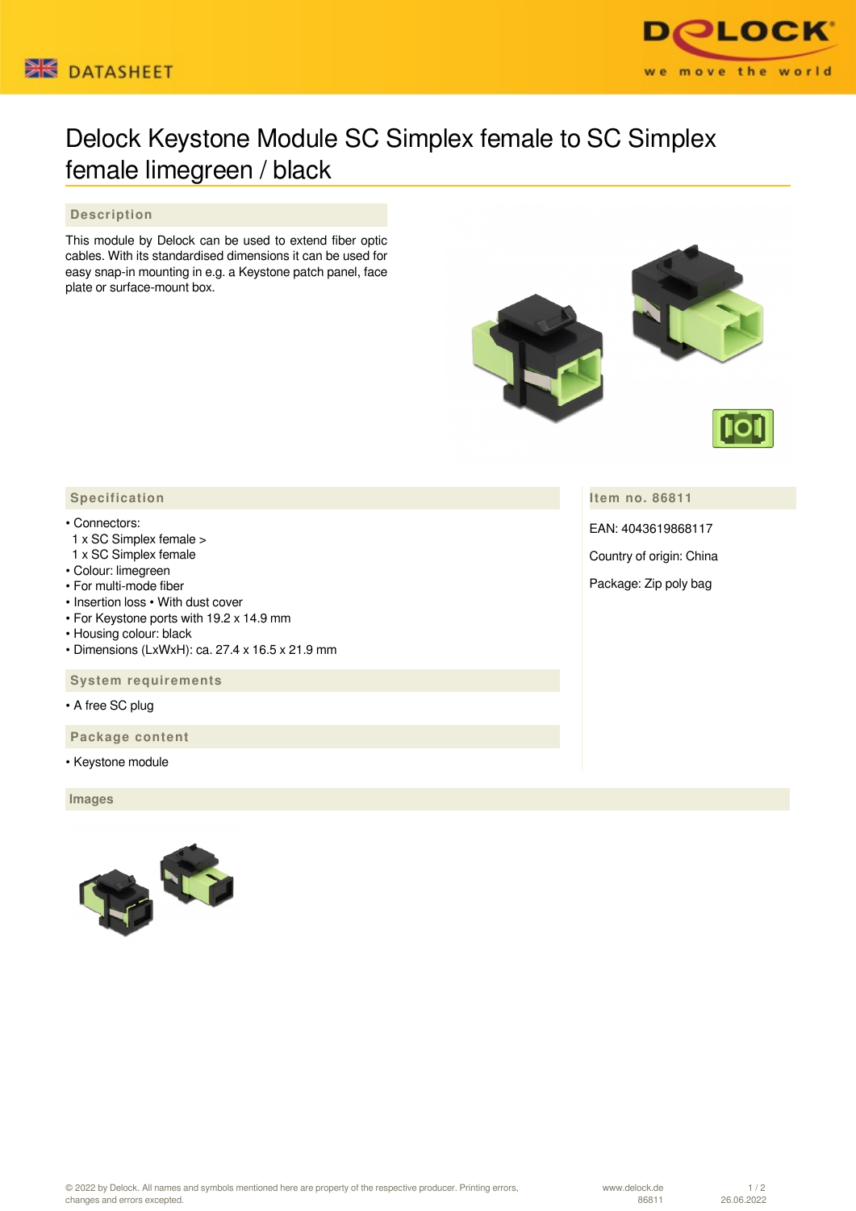# Delock Keystone Module SC Simplex female to SC Simplex female limegreen / black

## Description

This module by Delock can be used to extend fiber optic cables. With its standardised dimensions it can be used for easy snap-in mounting in e.g. a Keystone patch panel, face plate or surface-mount box.

## Specification

- Connectors:
  1 x SC Simplex female >
  1 x SC Simplex female
- Colour: limegreen
- For multi-mode fiber
- Insertion loss • With dust cover
- For Keystone ports with 19.2 x 14.9 mm
- Housing colour: black
- Dimensions (LxWxH): ca. 27.4 x 16.5 x 21.9 mm

## Item no. 86811

EAN: 4043619868117

Country of origin: China

Package: Zip poly bag

## System requirements

- A free SC plug

## Package content

- Keystone module

## Images

© 2022 by Delock. All names and symbols mentioned here are property of the respective producer. Printing errors, changes and errors excepted.

www.delock.de
86811
26.06.2022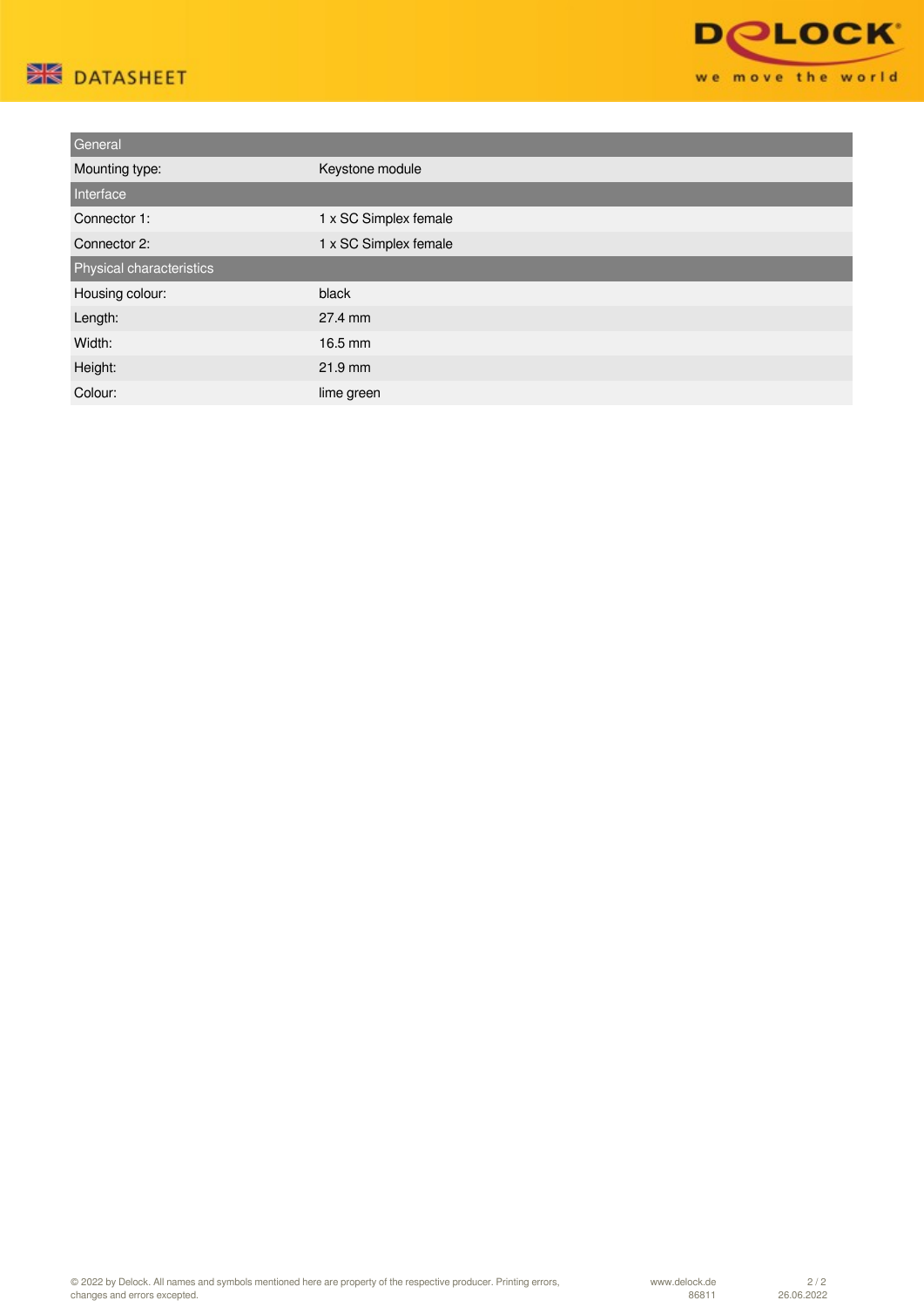| | |
|---|---|
| **General** | |
| Mounting type: | Keystone module |
| **Interface** | |
| Connector 1: | 1 x SC Simplex female |
| Connector 2: | 1 x SC Simplex female |
| **Physical characteristics** | |
| Housing colour: | black |
| Length: | 27.4 mm |
| Width: | 16.5 mm |
| Height: | 21.9 mm |
| Colour: | lime green |

© 2022 by Delock. All names and symbols mentioned here are property of the respective producer. Printing errors, changes and errors excepted.

www.delock.de
86811
26.06.2022